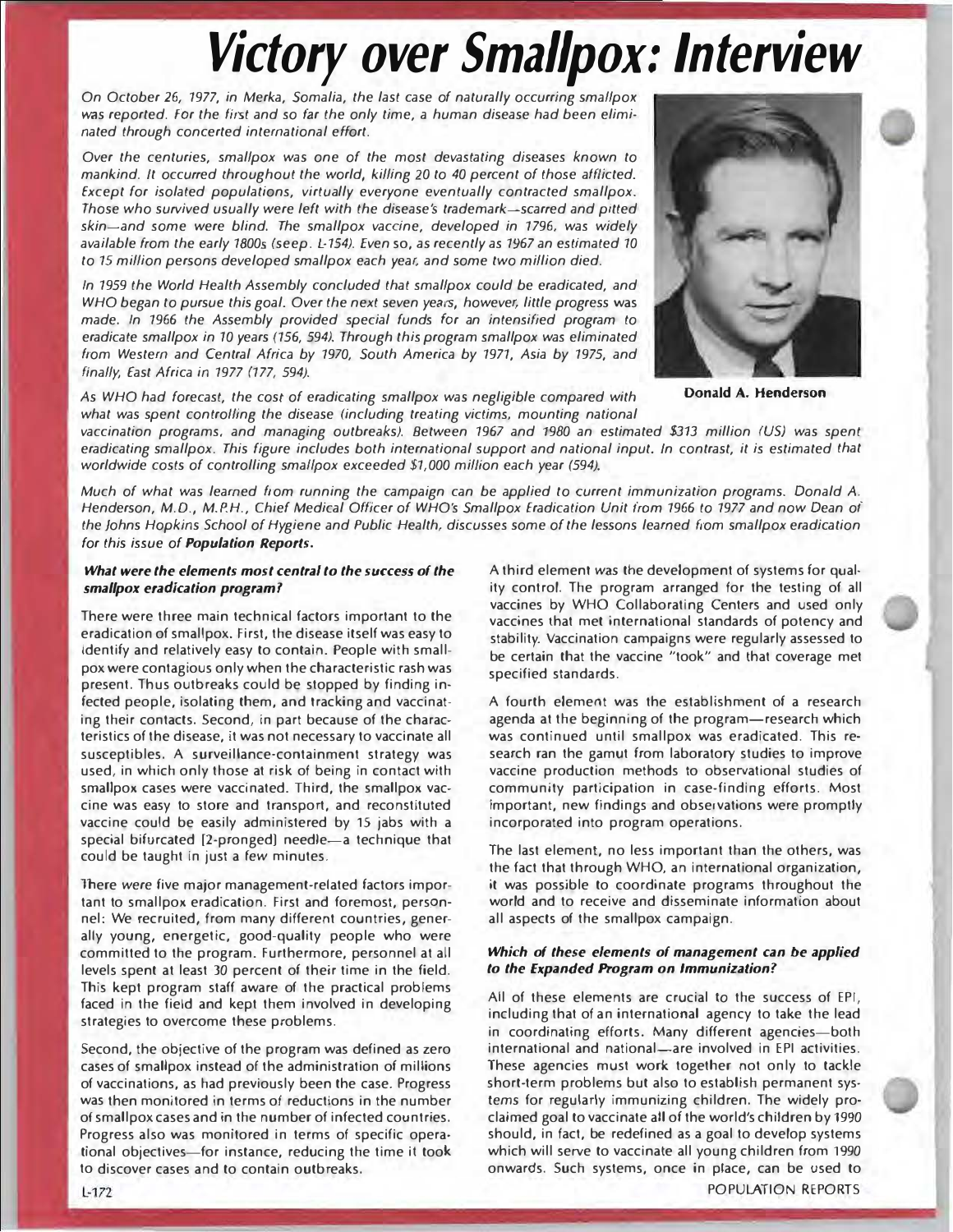# Victory over Smallpox: Interview

*On October 26, 1977, in Merka, Somalia, the last case of naturally occurring smallpox was reported. For the first and so far the only time, a human disease had been eliminated through concerted international effort.*

*Over the centuries, smallpox was one of the most devastating diseases known to mankind. It occurred throughout the world, killing 20 to 40 percent of those afflicted. Except for isolated populations, virtually everyone eventually contracted smallpox. Those who survived usually were left with the disease's trademark—scarred and pitted skin—and some were blind. The smallpox vaccine, developed in 1796, was widely available from the early 1800s (see p. L-154). Even so, as recently as 1967 an estimated 10 to 15 million persons developed smallpox each year, and some two million died.*

*In 1959 the World Health Assembly concluded that smallpox could be eradicated, and WHO began to pursue this goal. Over the next seven years, however, little progress was made. In 1966 the Assembly provided special funds for an intensified program to eradicate smallpox in 10 years (156, 594). Through this program smallpox was eliminated from Western and Central Africa by 1970, South America by 1971, Asia by 1975, and finally, East Africa in 1977 (177, 594).*

**Donald A. Henderson**

*As WHO had forecast, the cost of eradicating smallpox was negligible compared with what was spent controlling the disease (including treating victims, mounting national vaccination programs, and managing outbreaks). Between 1967 and 1980 an estimated $313 million (US) was spent eradicating smallpox. This figure includes both international support and national input. In contrast, it is estimated that worldwide costs of controlling smallpox exceeded $1,000 million each year (594).*

*Much of what was learned from running the campaign can be applied to current immunization programs. Donald A. Henderson, M.D., M.P.H., Chief Medical Officer of WHO's Smallpox Eradication Unit from 1966 to 1977 and now Dean of the Johns Hopkins School of Hygiene and Public Health, discusses some of the lessons learned from smallpox eradication for this issue of* ***Population Reports.***

***What were the elements most central to the success of the smallpox eradication program?***

There were three main technical factors important to the eradication of smallpox. First, the disease itself was easy to identify and relatively easy to contain. People with smallpox were contagious only when the characteristic rash was present. Thus outbreaks could be stopped by finding infected people, isolating them, and tracking and vaccinating their contacts. Second, in part because of the characteristics of the disease, it was not necessary to vaccinate all susceptibles. A surveillance-containment strategy was used, in which only those at risk of being in contact with smallpox cases were vaccinated. Third, the smallpox vaccine was easy to store and transport, and reconstituted vaccine could be easily administered by 15 jabs with a special bifurcated [2-pronged] needle—a technique that could be taught in just a few minutes.

There were five major management-related factors important to smallpox eradication. First and foremost, personnel: We recruited, from many different countries, generally young, energetic, good-quality people who were committed to the program. Furthermore, personnel at all levels spent at least 30 percent of their time in the field. This kept program staff aware of the practical problems faced in the field and kept them involved in developing strategies to overcome these problems.

Second, the objective of the program was defined as zero cases of smallpox instead of the administration of millions of vaccinations, as had previously been the case. Progress was then monitored in terms of reductions in the number of smallpox cases and in the number of infected countries. Progress also was monitored in terms of specific operational objectives—for instance, reducing the time it took to discover cases and to contain outbreaks.

A third element was the development of systems for quality control. The program arranged for the testing of all vaccines by WHO Collaborating Centers and used only vaccines that met international standards of potency and stability. Vaccination campaigns were regularly assessed to be certain that the vaccine "took" and that coverage met specified standards.

A fourth element was the establishment of a research agenda at the beginning of the program—research which was continued until smallpox was eradicated. This research ran the gamut from laboratory studies to improve vaccine production methods to observational studies of community participation in case-finding efforts. Most important, new findings and observations were promptly incorporated into program operations.

The last element, no less important than the others, was the fact that through WHO, an international organization, it was possible to coordinate programs throughout the world and to receive and disseminate information about all aspects of the smallpox campaign.

***Which of these elements of management can be applied to the Expanded Program on Immunization?***

All of these elements are crucial to the success of EPI, including that of an international agency to take the lead in coordinating efforts. Many different agencies—both international and national—are involved in EPI activities. These agencies must work together not only to tackle short-term problems but also to establish permanent systems for regularly immunizing children. The widely proclaimed goal to vaccinate all of the world's children by 1990 should, in fact, be redefined as a goal to develop systems which will serve to vaccinate all young children from 1990 onwards. Such systems, once in place, can be used to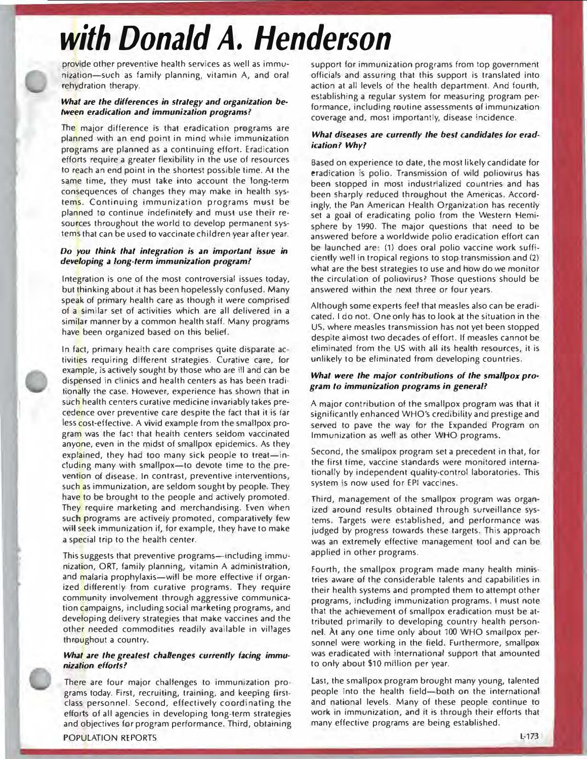# with Donald A. Henderson

provide other preventive health services as well as immunization—such as family planning, vitamin A, and oral rehydration therapy.

***What are the differences in strategy and organization between eradication and immunization programs?***

The major difference is that eradication programs are planned with an end point in mind while immunization programs are planned as a continuing effort. Eradication efforts require a greater flexibility in the use of resources to reach an end point in the shortest possible time. At the same time, they must take into account the long-term consequences of changes they may make in health systems. Continuing immunization programs must be planned to continue indefinitely and must use their resources throughout the world to develop permanent systems that can be used to vaccinate children year after year.

***Do you think that integration is an important issue in developing a long-term immunization program?***

Integration is one of the most controversial issues today, but thinking about it has been hopelessly confused. Many speak of primary health care as though it were comprised of a similar set of activities which are all delivered in a similar manner by a common health staff. Many programs have been organized based on this belief.

In fact, primary health care comprises quite disparate activities requiring different strategies. Curative care, for example, is actively sought by those who are ill and can be dispensed in clinics and health centers as has been traditionally the case. However, experience has shown that in such health centers curative medicine invariably takes precedence over preventive care despite the fact that it is far less cost-effective. A vivid example from the smallpox program was the fact that health centers seldom vaccinated anyone, even in the midst of smallpox epidemics. As they explained, they had too many sick people to treat—including many with smallpox—to devote time to the prevention of disease. In contrast, preventive interventions, such as immunization, are seldom sought by people. They have to be brought to the people and actively promoted. They require marketing and merchandising. Even when such programs are actively promoted, comparatively few will seek immunization if, for example, they have to make a special trip to the health center.

This suggests that preventive programs—including immunization, ORT, family planning, vitamin A administration, and malaria prophylaxis—will be more effective if organized differently from curative programs. They require community involvement through aggressive communication campaigns, including social marketing programs, and developing delivery strategies that make vaccines and the other needed commodities readily available in villages throughout a country.

***What are the greatest challenges currently facing immunization efforts?***

There are four major challenges to immunization programs today. First, recruiting, training, and keeping first-class personnel. Second, effectively coordinating the efforts of all agencies in developing long-term strategies and objectives for program performance. Third, obtaining support for immunization programs from top government officials and assuring that this support is translated into action at all levels of the health department. And fourth, establishing a regular system for measuring program performance, including routine assessments of immunization coverage and, most importantly, disease incidence.

***What diseases are currently the best candidates for eradication? Why?***

Based on experience to date, the most likely candidate for eradication is polio. Transmission of wild poliovirus has been stopped in most industrialized countries and has been sharply reduced throughout the Americas. Accordingly, the Pan American Health Organization has recently set a goal of eradicating polio from the Western Hemisphere by 1990. The major questions that need to be answered before a worldwide polio eradication effort can be launched are: (1) does oral polio vaccine work sufficiently well in tropical regions to stop transmission and (2) what are the best strategies to use and how do we monitor the circulation of poliovirus? Those questions should be answered within the next three or four years.

Although some experts feel that measles also can be eradicated, I do not. One only has to look at the situation in the US, where measles transmission has not yet been stopped despite almost two decades of effort. If measles cannot be eliminated from the US with all its health resources, it is unlikely to be eliminated from developing countries.

***What were the major contributions of the smallpox program to immunization programs in general?***

A major contribution of the smallpox program was that it significantly enhanced WHO's credibility and prestige and served to pave the way for the Expanded Program on Immunization as well as other WHO programs.

Second, the smallpox program set a precedent in that, for the first time, vaccine standards were monitored internationally by independent quality-control laboratories. This system is now used for EPI vaccines.

Third, management of the smallpox program was organized around results obtained through surveillance systems. Targets were established, and performance was judged by progress towards these targets. This approach was an extremely effective management tool and can be applied in other programs.

Fourth, the smallpox program made many health ministries aware of the considerable talents and capabilities in their health systems and prompted them to attempt other programs, including immunization programs. I must note that the achievement of smallpox eradication must be attributed primarily to developing country health personnel. At any one time only about 100 WHO smallpox personnel were working in the field. Furthermore, smallpox was eradicated with international support that amounted to only about $10 million per year.

Last, the smallpox program brought many young, talented people into the health field—both on the international and national levels. Many of these people continue to work in immunization, and it is through their efforts that many effective programs are being established.